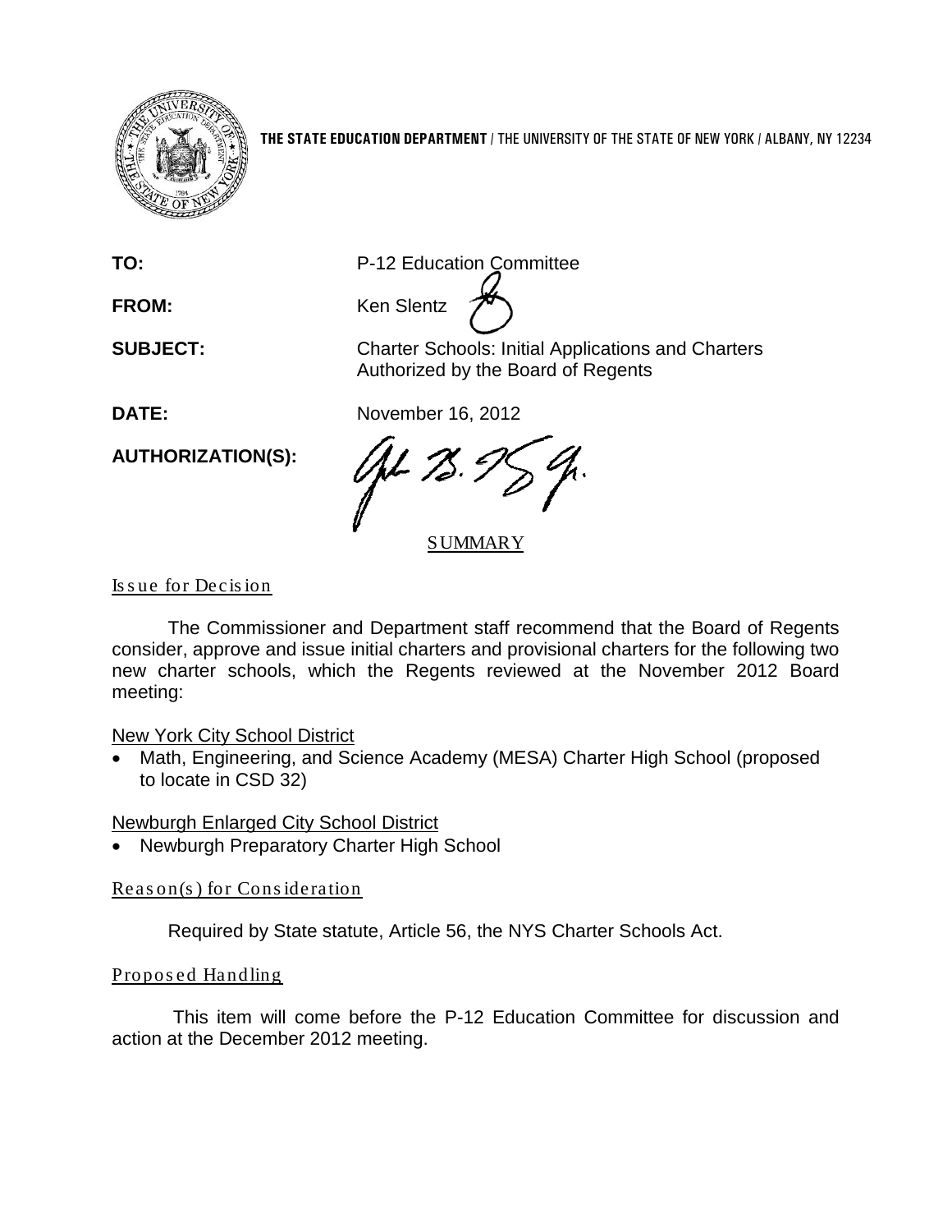**THE STATE EDUCATION DEPARTMENT** / THE UNIVERSITY OF THE STATE OF NEW YORK / ALBANY, NY 12234

**TO:** P-12 Education Committee

**FROM:** Ken Slentz

**SUBJECT:** Charter Schools: Initial Applications and Charters Authorized by the Board of Regents

**DATE:** November 16, 2012

**AUTHORIZATION(S):**

## SUMMARY

Issue for Decision

The Commissioner and Department staff recommend that the Board of Regents consider, approve and issue initial charters and provisional charters for the following two new charter schools, which the Regents reviewed at the November 2012 Board meeting:

New York City School District

- Math, Engineering, and Science Academy (MESA) Charter High School (proposed to locate in CSD 32)

Newburgh Enlarged City School District

- Newburgh Preparatory Charter High School

Reason(s) for Consideration

Required by State statute, Article 56, the NYS Charter Schools Act.

Proposed Handling

This item will come before the P-12 Education Committee for discussion and action at the December 2012 meeting.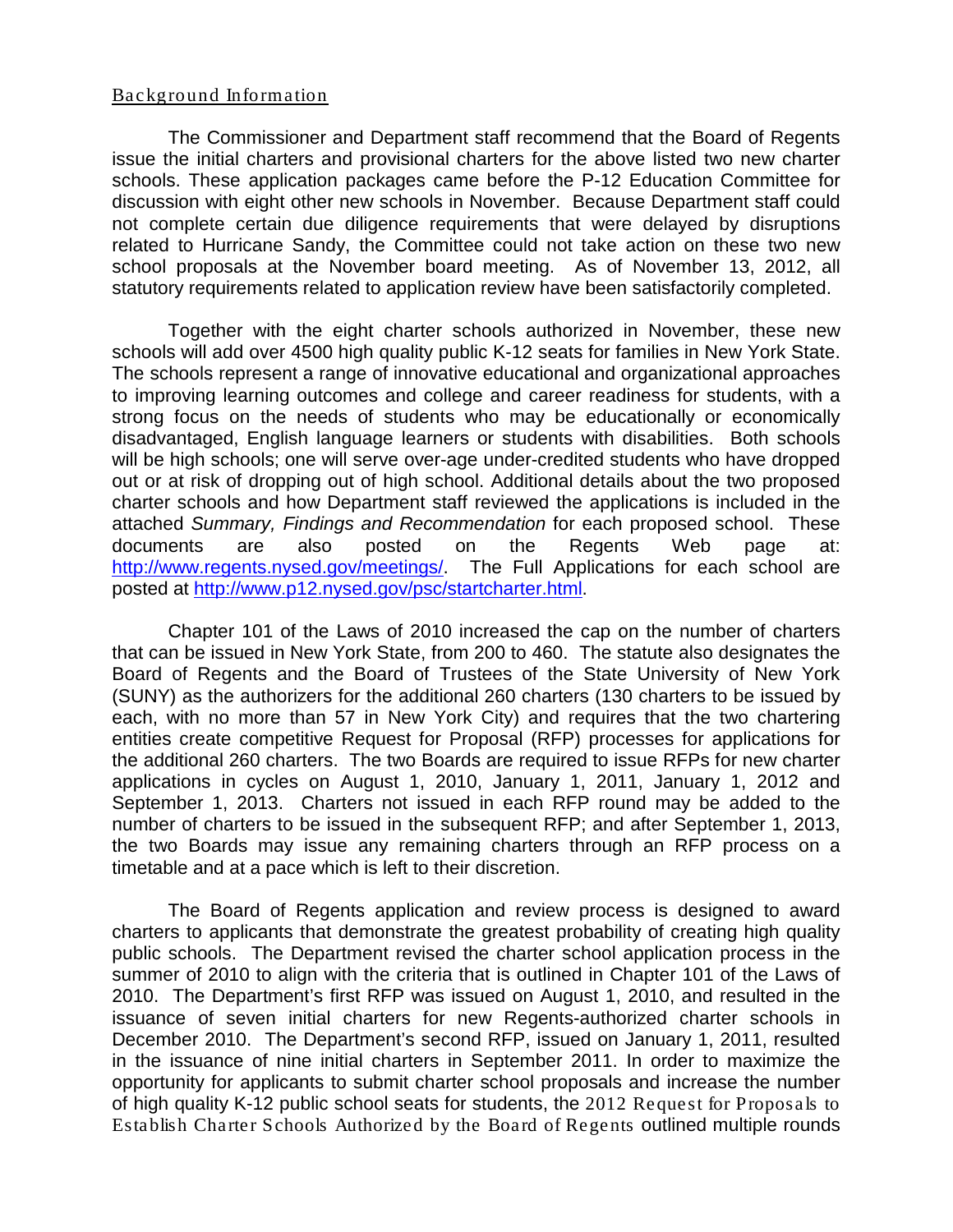Background Information

The Commissioner and Department staff recommend that the Board of Regents issue the initial charters and provisional charters for the above listed two new charter schools. These application packages came before the P-12 Education Committee for discussion with eight other new schools in November. Because Department staff could not complete certain due diligence requirements that were delayed by disruptions related to Hurricane Sandy, the Committee could not take action on these two new school proposals at the November board meeting. As of November 13, 2012, all statutory requirements related to application review have been satisfactorily completed.

Together with the eight charter schools authorized in November, these new schools will add over 4500 high quality public K-12 seats for families in New York State. The schools represent a range of innovative educational and organizational approaches to improving learning outcomes and college and career readiness for students, with a strong focus on the needs of students who may be educationally or economically disadvantaged, English language learners or students with disabilities. Both schools will be high schools; one will serve over-age under-credited students who have dropped out or at risk of dropping out of high school. Additional details about the two proposed charter schools and how Department staff reviewed the applications is included in the attached *Summary, Findings and Recommendation* for each proposed school. These documents are also posted on the Regents Web page at: http://www.regents.nysed.gov/meetings/. The Full Applications for each school are posted at http://www.p12.nysed.gov/psc/startcharter.html.

Chapter 101 of the Laws of 2010 increased the cap on the number of charters that can be issued in New York State, from 200 to 460. The statute also designates the Board of Regents and the Board of Trustees of the State University of New York (SUNY) as the authorizers for the additional 260 charters (130 charters to be issued by each, with no more than 57 in New York City) and requires that the two chartering entities create competitive Request for Proposal (RFP) processes for applications for the additional 260 charters. The two Boards are required to issue RFPs for new charter applications in cycles on August 1, 2010, January 1, 2011, January 1, 2012 and September 1, 2013. Charters not issued in each RFP round may be added to the number of charters to be issued in the subsequent RFP; and after September 1, 2013, the two Boards may issue any remaining charters through an RFP process on a timetable and at a pace which is left to their discretion.

The Board of Regents application and review process is designed to award charters to applicants that demonstrate the greatest probability of creating high quality public schools. The Department revised the charter school application process in the summer of 2010 to align with the criteria that is outlined in Chapter 101 of the Laws of 2010. The Department's first RFP was issued on August 1, 2010, and resulted in the issuance of seven initial charters for new Regents-authorized charter schools in December 2010. The Department's second RFP, issued on January 1, 2011, resulted in the issuance of nine initial charters in September 2011. In order to maximize the opportunity for applicants to submit charter school proposals and increase the number of high quality K-12 public school seats for students, the 2012 Request for Proposals to Establish Charter Schools Authorized by the Board of Regents outlined multiple rounds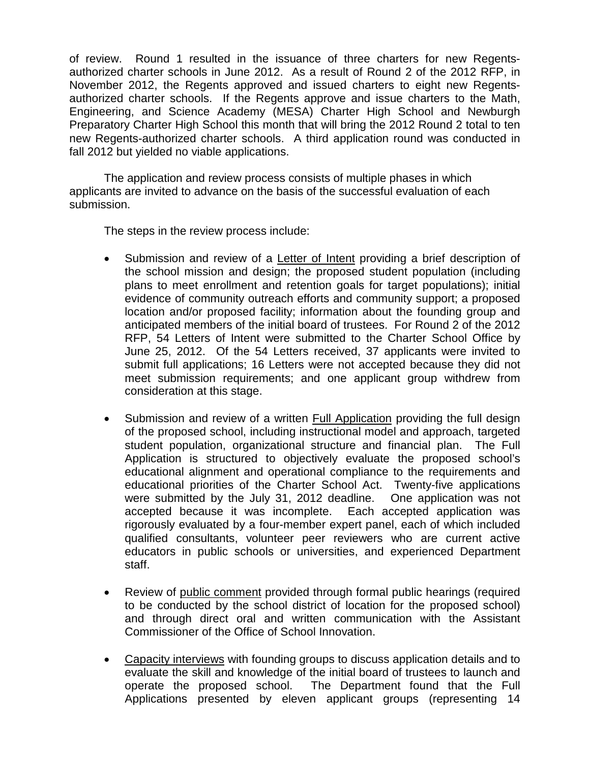of review. Round 1 resulted in the issuance of three charters for new Regents-authorized charter schools in June 2012. As a result of Round 2 of the 2012 RFP, in November 2012, the Regents approved and issued charters to eight new Regents-authorized charter schools. If the Regents approve and issue charters to the Math, Engineering, and Science Academy (MESA) Charter High School and Newburgh Preparatory Charter High School this month that will bring the 2012 Round 2 total to ten new Regents-authorized charter schools. A third application round was conducted in fall 2012 but yielded no viable applications.

The application and review process consists of multiple phases in which applicants are invited to advance on the basis of the successful evaluation of each submission.

The steps in the review process include:

- Submission and review of a Letter of Intent providing a brief description of the school mission and design; the proposed student population (including plans to meet enrollment and retention goals for target populations); initial evidence of community outreach efforts and community support; a proposed location and/or proposed facility; information about the founding group and anticipated members of the initial board of trustees. For Round 2 of the 2012 RFP, 54 Letters of Intent were submitted to the Charter School Office by June 25, 2012. Of the 54 Letters received, 37 applicants were invited to submit full applications; 16 Letters were not accepted because they did not meet submission requirements; and one applicant group withdrew from consideration at this stage.

- Submission and review of a written Full Application providing the full design of the proposed school, including instructional model and approach, targeted student population, organizational structure and financial plan. The Full Application is structured to objectively evaluate the proposed school's educational alignment and operational compliance to the requirements and educational priorities of the Charter School Act. Twenty-five applications were submitted by the July 31, 2012 deadline. One application was not accepted because it was incomplete. Each accepted application was rigorously evaluated by a four-member expert panel, each of which included qualified consultants, volunteer peer reviewers who are current active educators in public schools or universities, and experienced Department staff.

- Review of public comment provided through formal public hearings (required to be conducted by the school district of location for the proposed school) and through direct oral and written communication with the Assistant Commissioner of the Office of School Innovation.

- Capacity interviews with founding groups to discuss application details and to evaluate the skill and knowledge of the initial board of trustees to launch and operate the proposed school. The Department found that the Full Applications presented by eleven applicant groups (representing 14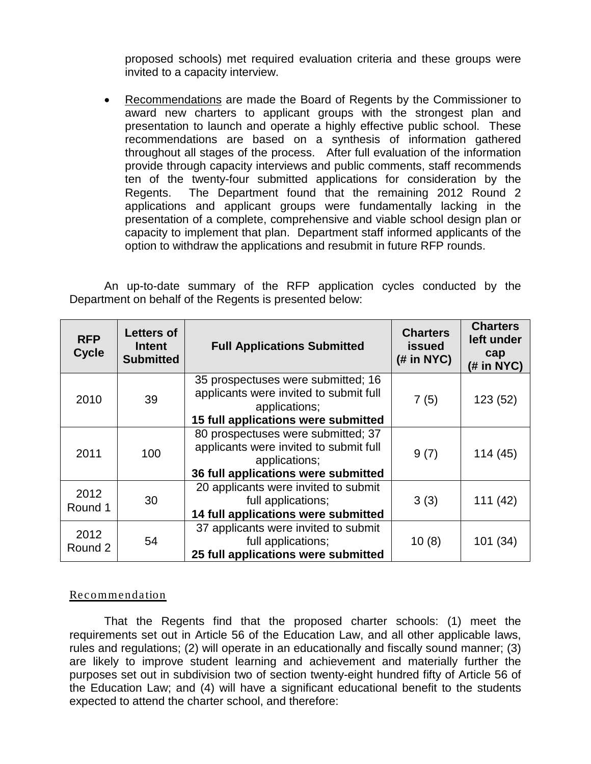proposed schools) met required evaluation criteria and these groups were invited to a capacity interview.

- Recommendations are made the Board of Regents by the Commissioner to award new charters to applicant groups with the strongest plan and presentation to launch and operate a highly effective public school. These recommendations are based on a synthesis of information gathered throughout all stages of the process. After full evaluation of the information provide through capacity interviews and public comments, staff recommends ten of the twenty-four submitted applications for consideration by the Regents. The Department found that the remaining 2012 Round 2 applications and applicant groups were fundamentally lacking in the presentation of a complete, comprehensive and viable school design plan or capacity to implement that plan. Department staff informed applicants of the option to withdraw the applications and resubmit in future RFP rounds.

An up-to-date summary of the RFP application cycles conducted by the Department on behalf of the Regents is presented below:

| RFP Cycle | Letters of Intent Submitted | Full Applications Submitted | Charters issued (# in NYC) | Charters left under cap (# in NYC) |
|---|---|---|---|---|
| 2010 | 39 | 35 prospectuses were submitted; 16 applicants were invited to submit full applications; **15 full applications were submitted** | 7 (5) | 123 (52) |
| 2011 | 100 | 80 prospectuses were submitted; 37 applicants were invited to submit full applications; **36 full applications were submitted** | 9 (7) | 114 (45) |
| 2012 Round 1 | 30 | 20 applicants were invited to submit full applications; **14 full applications were submitted** | 3 (3) | 111 (42) |
| 2012 Round 2 | 54 | 37 applicants were invited to submit full applications; **25 full applications were submitted** | 10 (8) | 101 (34) |

## Recommendation

That the Regents find that the proposed charter schools: (1) meet the requirements set out in Article 56 of the Education Law, and all other applicable laws, rules and regulations; (2) will operate in an educationally and fiscally sound manner; (3) are likely to improve student learning and achievement and materially further the purposes set out in subdivision two of section twenty-eight hundred fifty of Article 56 of the Education Law; and (4) will have a significant educational benefit to the students expected to attend the charter school, and therefore: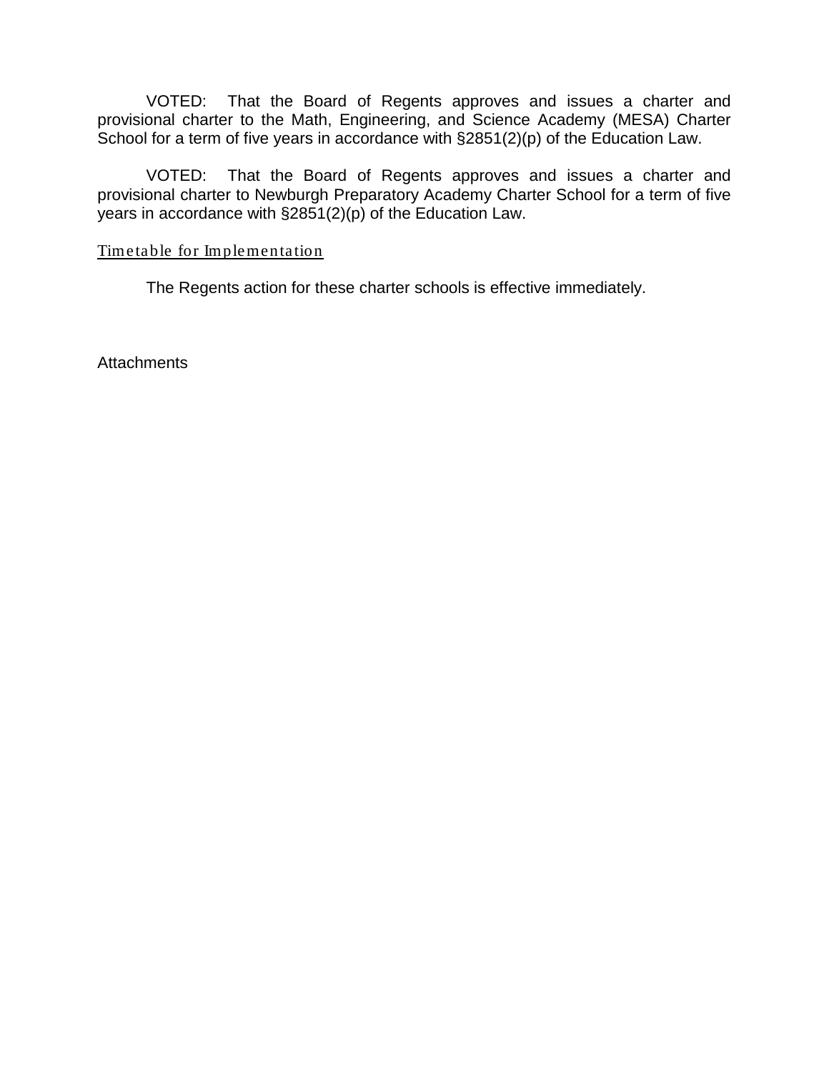VOTED: That the Board of Regents approves and issues a charter and provisional charter to the Math, Engineering, and Science Academy (MESA) Charter School for a term of five years in accordance with §2851(2)(p) of the Education Law.

VOTED: That the Board of Regents approves and issues a charter and provisional charter to Newburgh Preparatory Academy Charter School for a term of five years in accordance with §2851(2)(p) of the Education Law.

Timetable for Implementation

The Regents action for these charter schools is effective immediately.

Attachments